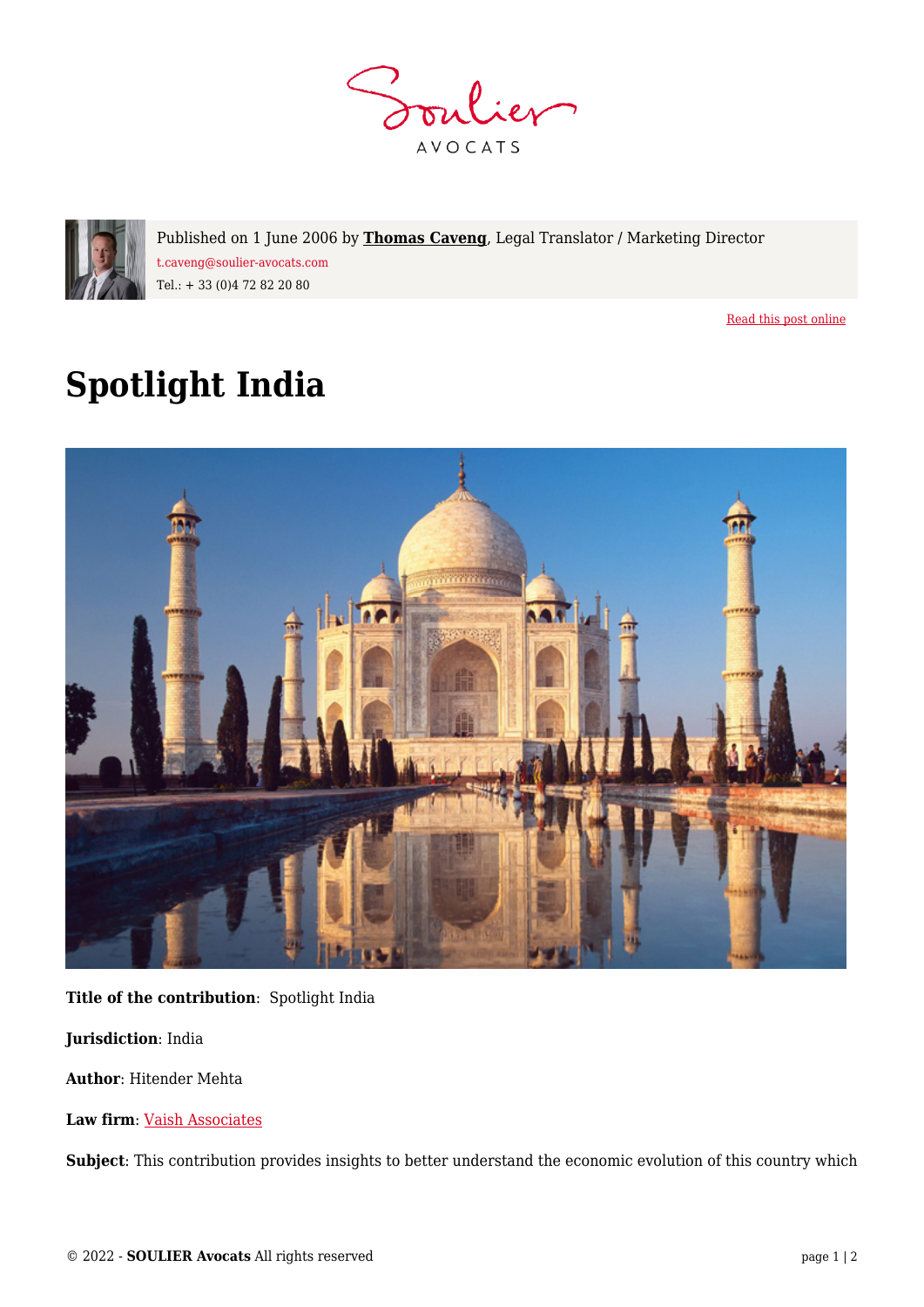Published on 1 June 2006 by **Thomas Caveng**, Legal Translator / Marketing Director
t.caveng@soulier-avocats.com
Tel.: + 33 (0)4 72 82 20 80

Read this post online

# Spotlight India

**Title of the contribution**: Spotlight India

**Jurisdiction**: India

**Author**: Hitender Mehta

**Law firm**: Vaish Associates

**Subject**: This contribution provides insights to better understand the economic evolution of this country which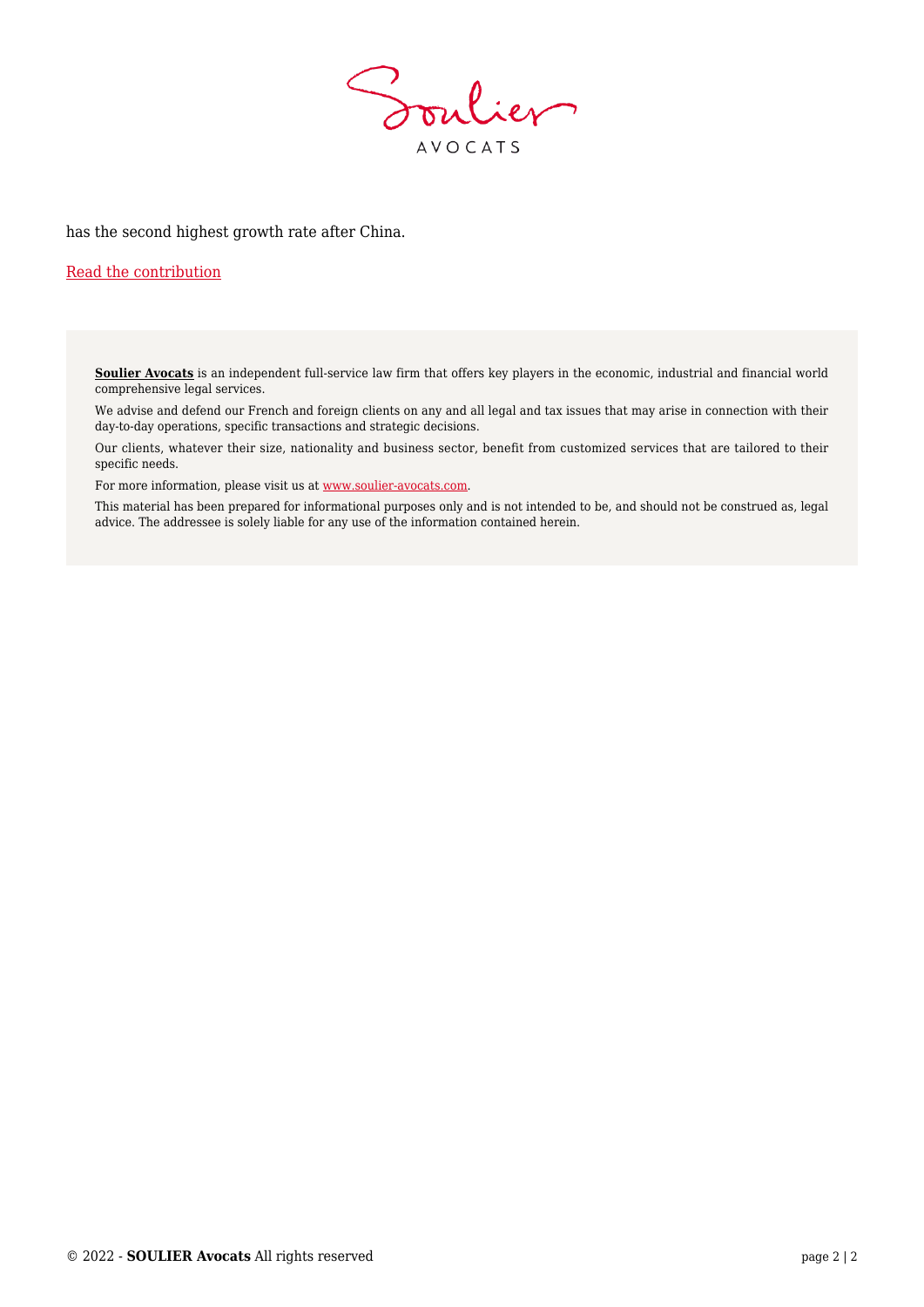has the second highest growth rate after China.

Read the contribution

**Soulier Avocats** is an independent full-service law firm that offers key players in the economic, industrial and financial world comprehensive legal services.

We advise and defend our French and foreign clients on any and all legal and tax issues that may arise in connection with their day-to-day operations, specific transactions and strategic decisions.

Our clients, whatever their size, nationality and business sector, benefit from customized services that are tailored to their specific needs.

For more information, please visit us at www.soulier-avocats.com.

This material has been prepared for informational purposes only and is not intended to be, and should not be construed as, legal advice. The addressee is solely liable for any use of the information contained herein.